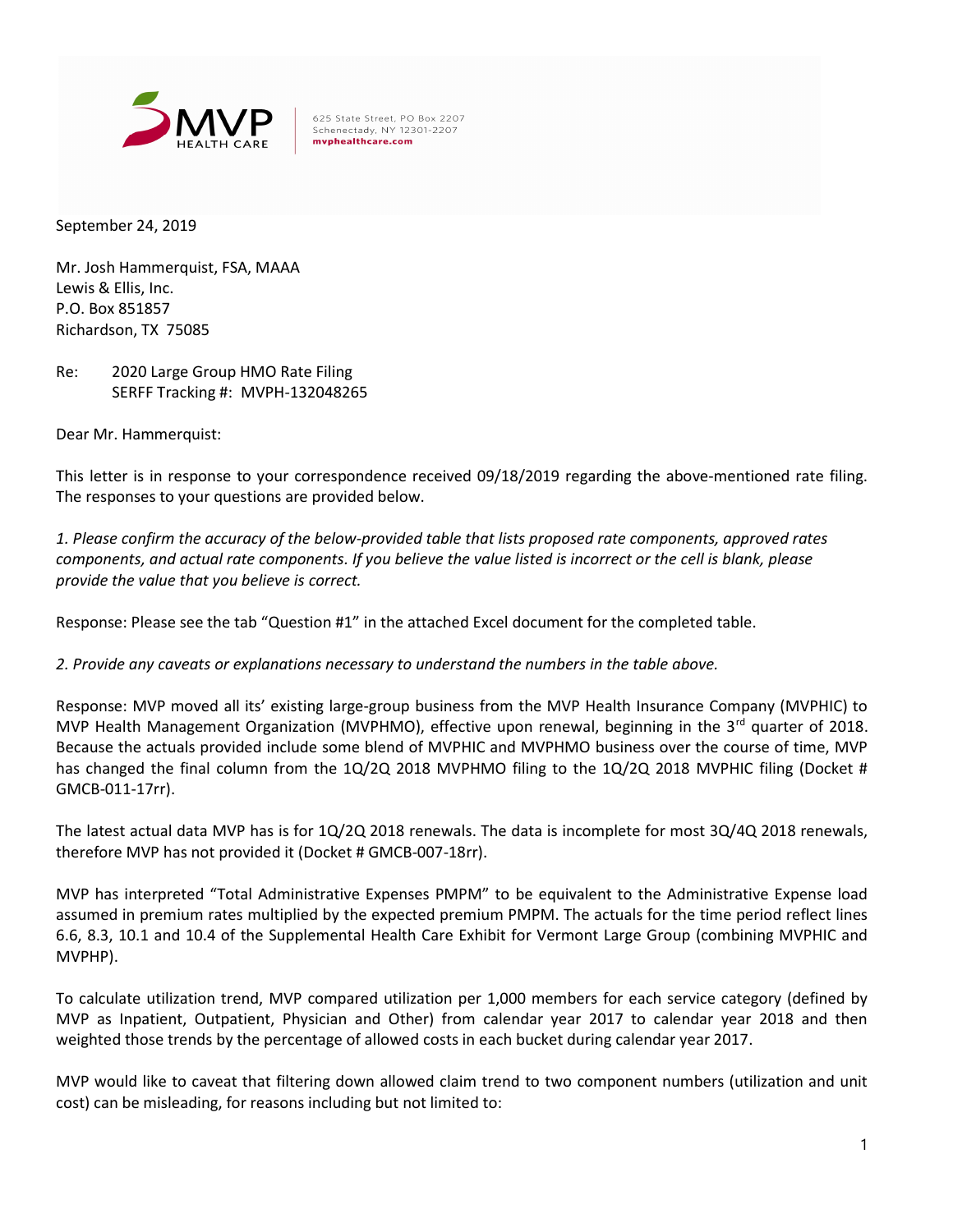MVP HEALTH CARE

625 State Street, PO Box 2207
Schenectady, NY 12301-2207
mvphealthcare.com

September 24, 2019

Mr. Josh Hammerquist, FSA, MAAA
Lewis & Ellis, Inc.
P.O. Box 851857
Richardson, TX 75085

Re: 2020 Large Group HMO Rate Filing
SERFF Tracking #: MVPH-132048265

Dear Mr. Hammerquist:

This letter is in response to your correspondence received 09/18/2019 regarding the above-mentioned rate filing. The responses to your questions are provided below.

*1. Please confirm the accuracy of the below-provided table that lists proposed rate components, approved rates components, and actual rate components. If you believe the value listed is incorrect or the cell is blank, please provide the value that you believe is correct.*

Response: Please see the tab "Question #1" in the attached Excel document for the completed table.

*2. Provide any caveats or explanations necessary to understand the numbers in the table above.*

Response: MVP moved all its' existing large-group business from the MVP Health Insurance Company (MVPHIC) to MVP Health Management Organization (MVPHMO), effective upon renewal, beginning in the 3rd quarter of 2018. Because the actuals provided include some blend of MVPHIC and MVPHMO business over the course of time, MVP has changed the final column from the 1Q/2Q 2018 MVPHMO filing to the 1Q/2Q 2018 MVPHIC filing (Docket # GMCB-011-17rr).

The latest actual data MVP has is for 1Q/2Q 2018 renewals. The data is incomplete for most 3Q/4Q 2018 renewals, therefore MVP has not provided it (Docket # GMCB-007-18rr).

MVP has interpreted "Total Administrative Expenses PMPM" to be equivalent to the Administrative Expense load assumed in premium rates multiplied by the expected premium PMPM. The actuals for the time period reflect lines 6.6, 8.3, 10.1 and 10.4 of the Supplemental Health Care Exhibit for Vermont Large Group (combining MVPHIC and MVPHP).

To calculate utilization trend, MVP compared utilization per 1,000 members for each service category (defined by MVP as Inpatient, Outpatient, Physician and Other) from calendar year 2017 to calendar year 2018 and then weighted those trends by the percentage of allowed costs in each bucket during calendar year 2017.

MVP would like to caveat that filtering down allowed claim trend to two component numbers (utilization and unit cost) can be misleading, for reasons including but not limited to: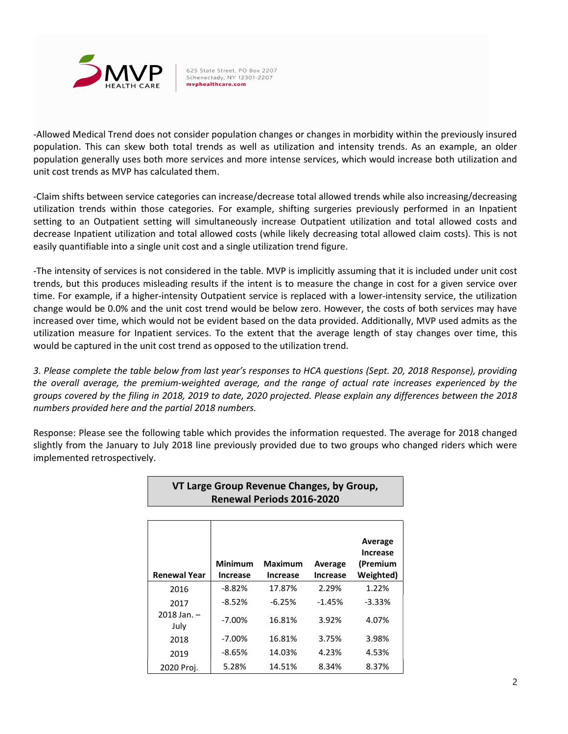-Allowed Medical Trend does not consider population changes or changes in morbidity within the previously insured population. This can skew both total trends as well as utilization and intensity trends. As an example, an older population generally uses both more services and more intense services, which would increase both utilization and unit cost trends as MVP has calculated them.

-Claim shifts between service categories can increase/decrease total allowed trends while also increasing/decreasing utilization trends within those categories. For example, shifting surgeries previously performed in an Inpatient setting to an Outpatient setting will simultaneously increase Outpatient utilization and total allowed costs and decrease Inpatient utilization and total allowed costs (while likely decreasing total allowed claim costs). This is not easily quantifiable into a single unit cost and a single utilization trend figure.

-The intensity of services is not considered in the table. MVP is implicitly assuming that it is included under unit cost trends, but this produces misleading results if the intent is to measure the change in cost for a given service over time. For example, if a higher-intensity Outpatient service is replaced with a lower-intensity service, the utilization change would be 0.0% and the unit cost trend would be below zero. However, the costs of both services may have increased over time, which would not be evident based on the data provided. Additionally, MVP used admits as the utilization measure for Inpatient services. To the extent that the average length of stay changes over time, this would be captured in the unit cost trend as opposed to the utilization trend.

*3. Please complete the table below from last year's responses to HCA questions (Sept. 20, 2018 Response), providing the overall average, the premium-weighted average, and the range of actual rate increases experienced by the groups covered by the filing in 2018, 2019 to date, 2020 projected. Please explain any differences between the 2018 numbers provided here and the partial 2018 numbers.*

Response: Please see the following table which provides the information requested. The average for 2018 changed slightly from the January to July 2018 line previously provided due to two groups who changed riders which were implemented retrospectively.

**VT Large Group Revenue Changes, by Group, Renewal Periods 2016-2020**

| Renewal Year | Minimum Increase | Maximum Increase | Average Increase | Average Increase (Premium Weighted) |
|---|---|---|---|---|
| 2016 | -8.82% | 17.87% | 2.29% | 1.22% |
| 2017 | -8.52% | -6.25% | -1.45% | -3.33% |
| 2018 Jan. – July | -7.00% | 16.81% | 3.92% | 4.07% |
| 2018 | -7.00% | 16.81% | 3.75% | 3.98% |
| 2019 | -8.65% | 14.03% | 4.23% | 4.53% |
| 2020 Proj. | 5.28% | 14.51% | 8.34% | 8.37% |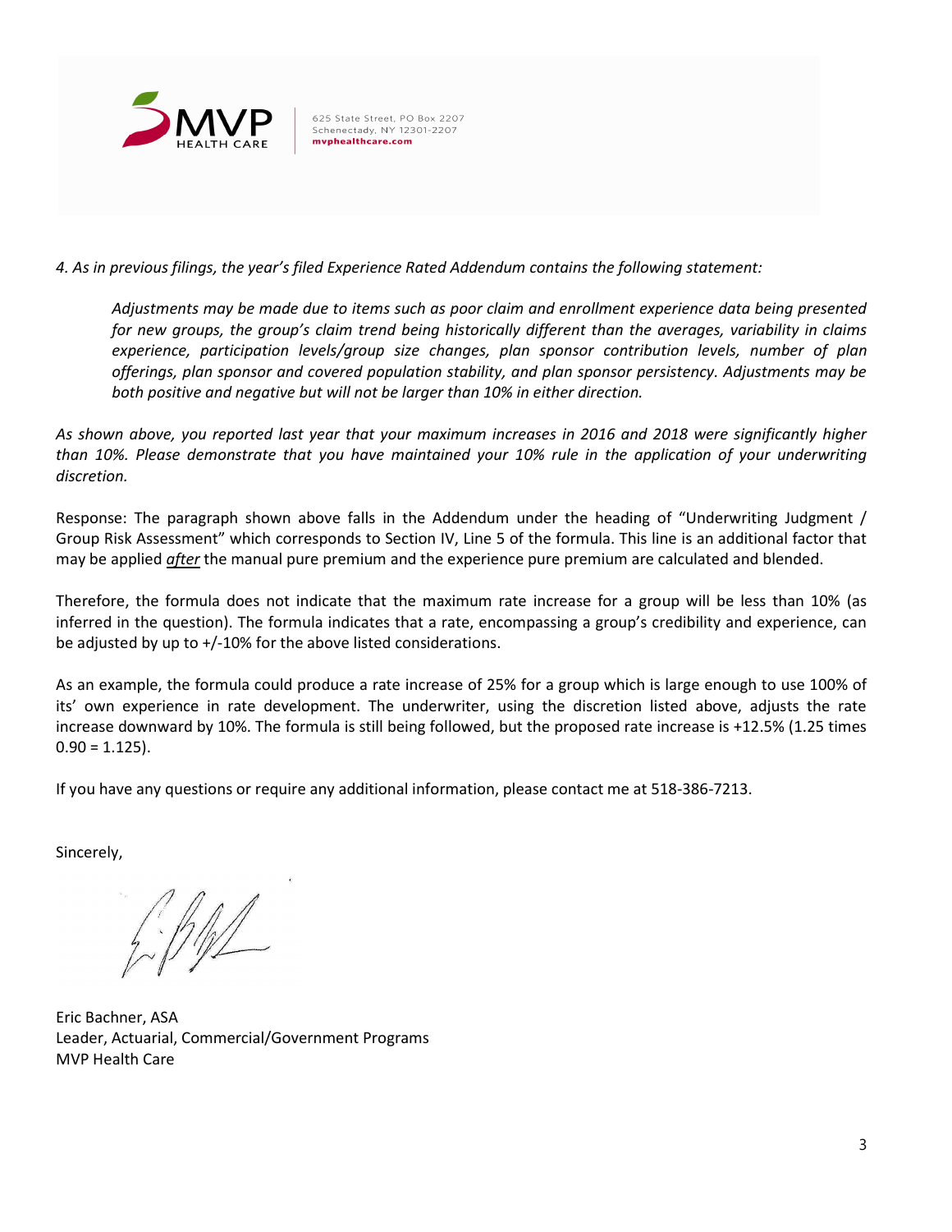*4. As in previous filings, the year's filed Experience Rated Addendum contains the following statement:*

> *Adjustments may be made due to items such as poor claim and enrollment experience data being presented for new groups, the group's claim trend being historically different than the averages, variability in claims experience, participation levels/group size changes, plan sponsor contribution levels, number of plan offerings, plan sponsor and covered population stability, and plan sponsor persistency. Adjustments may be both positive and negative but will not be larger than 10% in either direction.*

*As shown above, you reported last year that your maximum increases in 2016 and 2018 were significantly higher than 10%. Please demonstrate that you have maintained your 10% rule in the application of your underwriting discretion.*

Response: The paragraph shown above falls in the Addendum under the heading of "Underwriting Judgment / Group Risk Assessment" which corresponds to Section IV, Line 5 of the formula. This line is an additional factor that may be applied ***after*** the manual pure premium and the experience pure premium are calculated and blended.

Therefore, the formula does not indicate that the maximum rate increase for a group will be less than 10% (as inferred in the question). The formula indicates that a rate, encompassing a group's credibility and experience, can be adjusted by up to +/-10% for the above listed considerations.

As an example, the formula could produce a rate increase of 25% for a group which is large enough to use 100% of its' own experience in rate development. The underwriter, using the discretion listed above, adjusts the rate increase downward by 10%. The formula is still being followed, but the proposed rate increase is +12.5% (1.25 times 0.90 = 1.125).

If you have any questions or require any additional information, please contact me at 518-386-7213.

Sincerely,

Eric Bachner, ASA
Leader, Actuarial, Commercial/Government Programs
MVP Health Care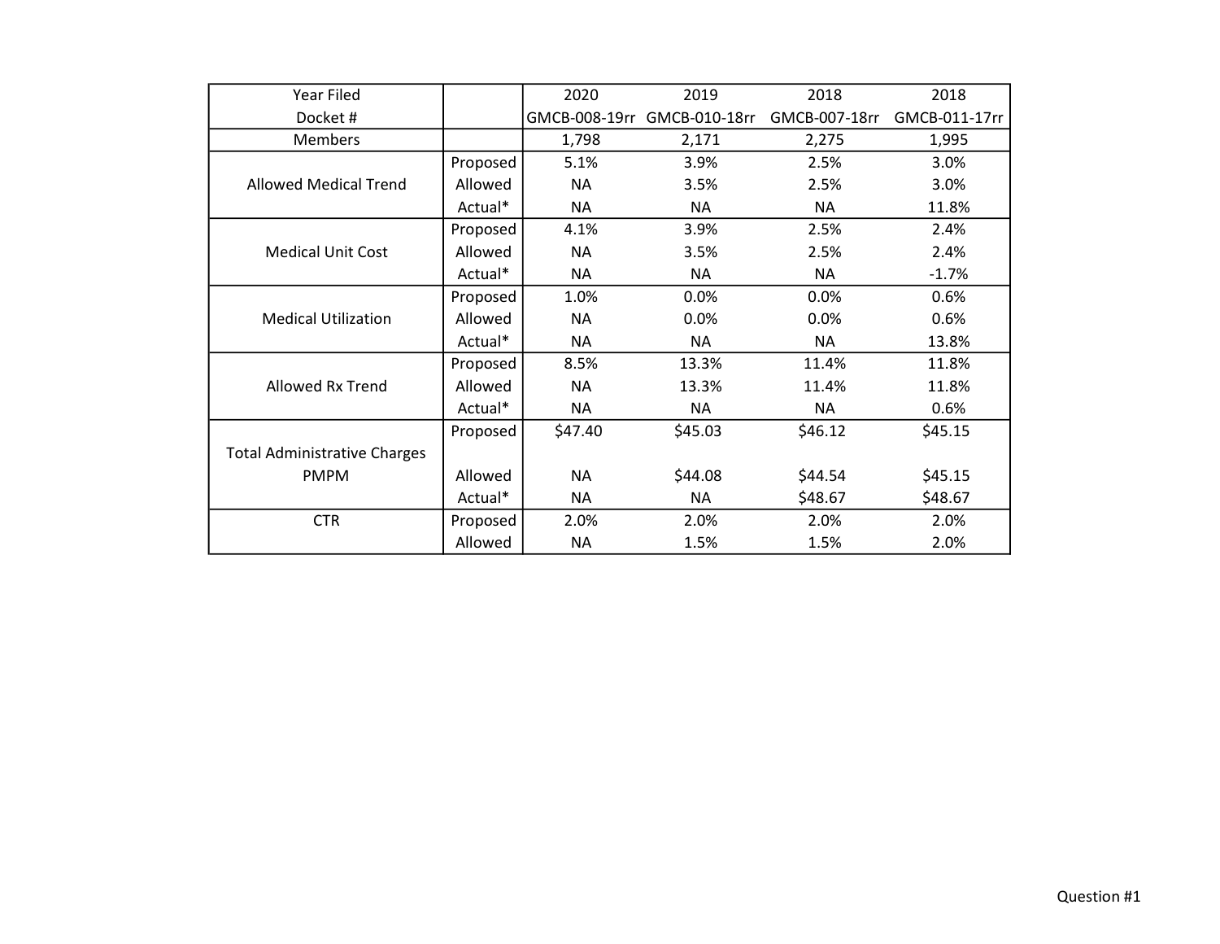| Year Filed | | 2020 | 2019 | 2018 | 2018 |
|---|---|---|---|---|---|
| Docket # | | GMCB-008-19rr | GMCB-010-18rr | GMCB-007-18rr | GMCB-011-17rr |
| Members | | 1,798 | 2,171 | 2,275 | 1,995 |
| Allowed Medical Trend | Proposed | 5.1% | 3.9% | 2.5% | 3.0% |
| | Allowed | NA | 3.5% | 2.5% | 3.0% |
| | Actual* | NA | NA | NA | 11.8% |
| Medical Unit Cost | Proposed | 4.1% | 3.9% | 2.5% | 2.4% |
| | Allowed | NA | 3.5% | 2.5% | 2.4% |
| | Actual* | NA | NA | NA | -1.7% |
| Medical Utilization | Proposed | 1.0% | 0.0% | 0.0% | 0.6% |
| | Allowed | NA | 0.0% | 0.0% | 0.6% |
| | Actual* | NA | NA | NA | 13.8% |
| Allowed Rx Trend | Proposed | 8.5% | 13.3% | 11.4% | 11.8% |
| | Allowed | NA | 13.3% | 11.4% | 11.8% |
| | Actual* | NA | NA | NA | 0.6% |
| Total Administrative Charges PMPM | Proposed | $47.40 | $45.03 | $46.12 | $45.15 |
| | Allowed | NA | $44.08 | $44.54 | $45.15 |
| | Actual* | NA | NA | $48.67 | $48.67 |
| CTR | Proposed | 2.0% | 2.0% | 2.0% | 2.0% |
| | Allowed | NA | 1.5% | 1.5% | 2.0% |

Question #1